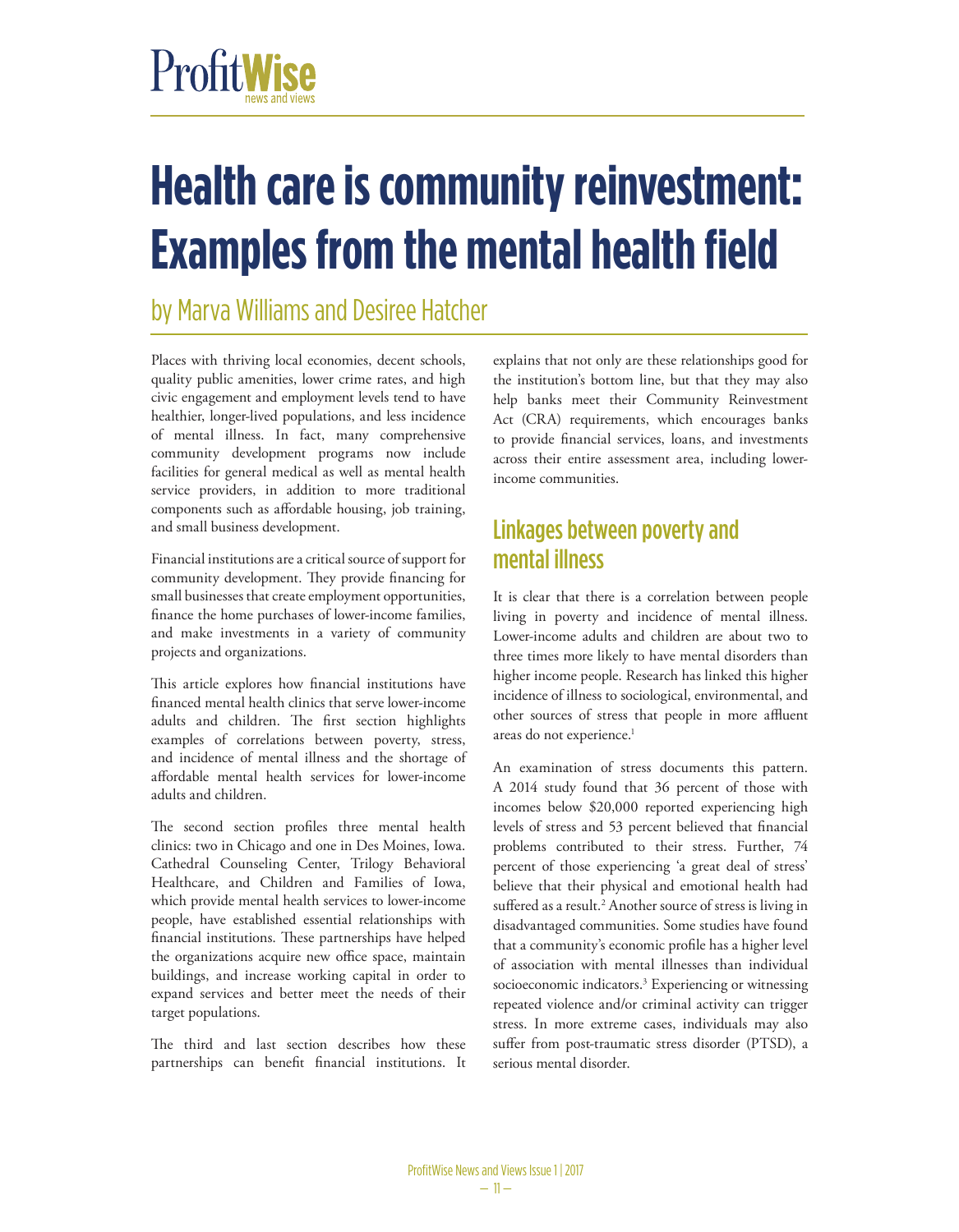# Health care is community reinvestment: Examples from the mental health field

by Marva Williams and Desiree Hatcher

Places with thriving local economies, decent schools, quality public amenities, lower crime rates, and high civic engagement and employment levels tend to have healthier, longer-lived populations, and less incidence of mental illness. In fact, many comprehensive community development programs now include facilities for general medical as well as mental health service providers, in addition to more traditional components such as affordable housing, job training, and small business development.

Financial institutions are a critical source of support for community development. They provide financing for small businesses that create employment opportunities, finance the home purchases of lower-income families, and make investments in a variety of community projects and organizations.

This article explores how financial institutions have financed mental health clinics that serve lower-income adults and children. The first section highlights examples of correlations between poverty, stress, and incidence of mental illness and the shortage of affordable mental health services for lower-income adults and children.

The second section profiles three mental health clinics: two in Chicago and one in Des Moines, Iowa. Cathedral Counseling Center, Trilogy Behavioral Healthcare, and Children and Families of Iowa, which provide mental health services to lower-income people, have established essential relationships with financial institutions. These partnerships have helped the organizations acquire new office space, maintain buildings, and increase working capital in order to expand services and better meet the needs of their target populations.

The third and last section describes how these partnerships can benefit financial institutions. It explains that not only are these relationships good for the institution's bottom line, but that they may also help banks meet their Community Reinvestment Act (CRA) requirements, which encourages banks to provide financial services, loans, and investments across their entire assessment area, including lower-income communities.

## Linkages between poverty and mental illness

It is clear that there is a correlation between people living in poverty and incidence of mental illness. Lower-income adults and children are about two to three times more likely to have mental disorders than higher income people. Research has linked this higher incidence of illness to sociological, environmental, and other sources of stress that people in more affluent areas do not experience.[1]

An examination of stress documents this pattern. A 2014 study found that 36 percent of those with incomes below $20,000 reported experiencing high levels of stress and 53 percent believed that financial problems contributed to their stress. Further, 74 percent of those experiencing 'a great deal of stress' believe that their physical and emotional health had suffered as a result.[2] Another source of stress is living in disadvantaged communities. Some studies have found that a community's economic profile has a higher level of association with mental illnesses than individual socioeconomic indicators.[3] Experiencing or witnessing repeated violence and/or criminal activity can trigger stress. In more extreme cases, individuals may also suffer from post-traumatic stress disorder (PTSD), a serious mental disorder.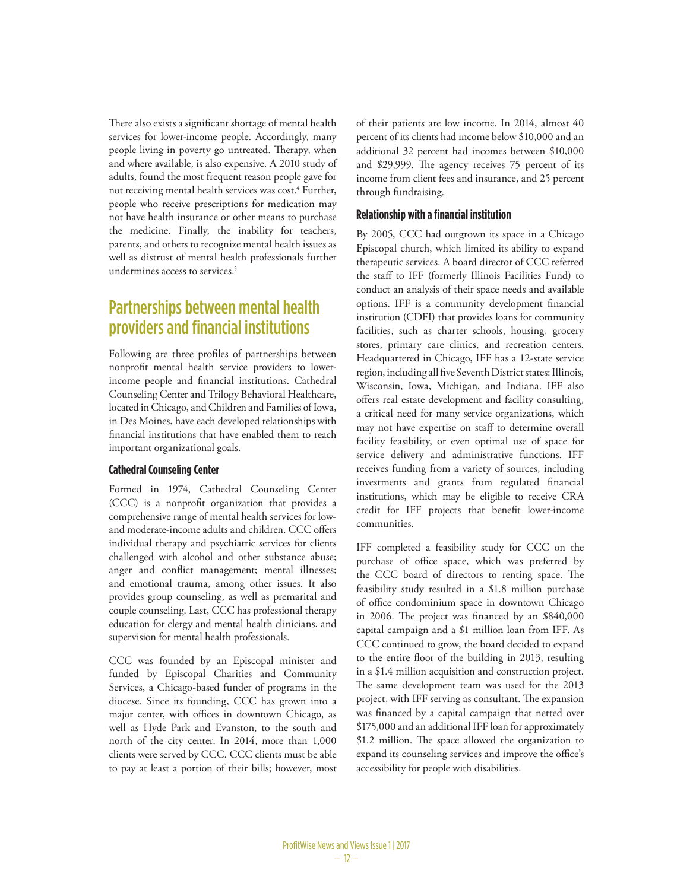There also exists a significant shortage of mental health services for lower-income people. Accordingly, many people living in poverty go untreated. Therapy, when and where available, is also expensive. A 2010 study of adults, found the most frequent reason people gave for not receiving mental health services was cost.[4] Further, people who receive prescriptions for medication may not have health insurance or other means to purchase the medicine. Finally, the inability for teachers, parents, and others to recognize mental health issues as well as distrust of mental health professionals further undermines access to services.[5]

## Partnerships between mental health providers and financial institutions

Following are three profiles of partnerships between nonprofit mental health service providers to lower-income people and financial institutions. Cathedral Counseling Center and Trilogy Behavioral Healthcare, located in Chicago, and Children and Families of Iowa, in Des Moines, have each developed relationships with financial institutions that have enabled them to reach important organizational goals.

### Cathedral Counseling Center

Formed in 1974, Cathedral Counseling Center (CCC) is a nonprofit organization that provides a comprehensive range of mental health services for low- and moderate-income adults and children. CCC offers individual therapy and psychiatric services for clients challenged with alcohol and other substance abuse; anger and conflict management; mental illnesses; and emotional trauma, among other issues. It also provides group counseling, as well as premarital and couple counseling. Last, CCC has professional therapy education for clergy and mental health clinicians, and supervision for mental health professionals.

CCC was founded by an Episcopal minister and funded by Episcopal Charities and Community Services, a Chicago-based funder of programs in the diocese. Since its founding, CCC has grown into a major center, with offices in downtown Chicago, as well as Hyde Park and Evanston, to the south and north of the city center. In 2014, more than 1,000 clients were served by CCC. CCC clients must be able to pay at least a portion of their bills; however, most of their patients are low income. In 2014, almost 40 percent of its clients had income below $10,000 and an additional 32 percent had incomes between $10,000 and $29,999. The agency receives 75 percent of its income from client fees and insurance, and 25 percent through fundraising.

### Relationship with a financial institution

By 2005, CCC had outgrown its space in a Chicago Episcopal church, which limited its ability to expand therapeutic services. A board director of CCC referred the staff to IFF (formerly Illinois Facilities Fund) to conduct an analysis of their space needs and available options. IFF is a community development financial institution (CDFI) that provides loans for community facilities, such as charter schools, housing, grocery stores, primary care clinics, and recreation centers. Headquartered in Chicago, IFF has a 12-state service region, including all five Seventh District states: Illinois, Wisconsin, Iowa, Michigan, and Indiana. IFF also offers real estate development and facility consulting, a critical need for many service organizations, which may not have expertise on staff to determine overall facility feasibility, or even optimal use of space for service delivery and administrative functions. IFF receives funding from a variety of sources, including investments and grants from regulated financial institutions, which may be eligible to receive CRA credit for IFF projects that benefit lower-income communities.

IFF completed a feasibility study for CCC on the purchase of office space, which was preferred by the CCC board of directors to renting space. The feasibility study resulted in a $1.8 million purchase of office condominium space in downtown Chicago in 2006. The project was financed by an $840,000 capital campaign and a $1 million loan from IFF. As CCC continued to grow, the board decided to expand to the entire floor of the building in 2013, resulting in a $1.4 million acquisition and construction project. The same development team was used for the 2013 project, with IFF serving as consultant. The expansion was financed by a capital campaign that netted over $175,000 and an additional IFF loan for approximately $1.2 million. The space allowed the organization to expand its counseling services and improve the office's accessibility for people with disabilities.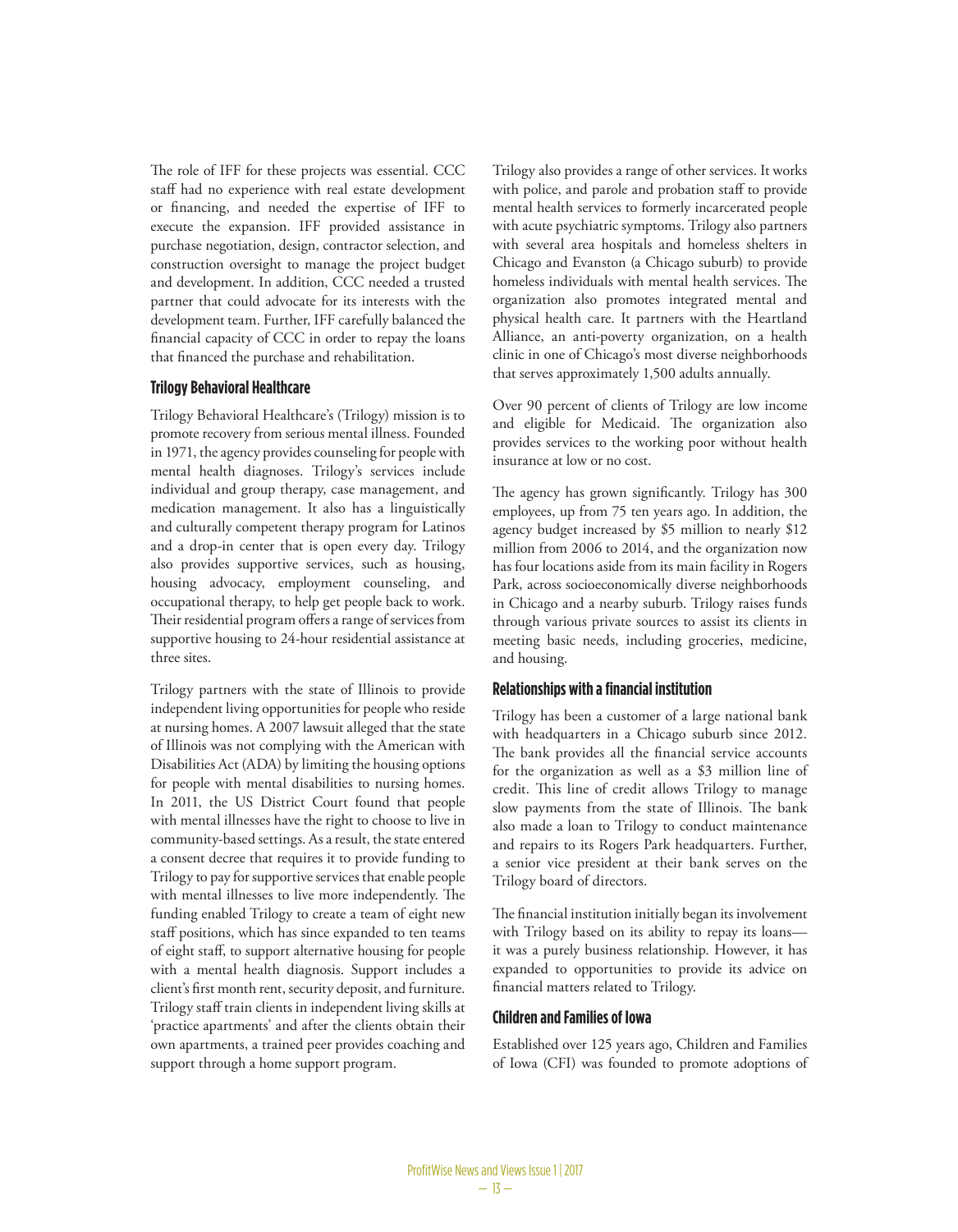The role of IFF for these projects was essential. CCC staff had no experience with real estate development or financing, and needed the expertise of IFF to execute the expansion. IFF provided assistance in purchase negotiation, design, contractor selection, and construction oversight to manage the project budget and development. In addition, CCC needed a trusted partner that could advocate for its interests with the development team. Further, IFF carefully balanced the financial capacity of CCC in order to repay the loans that financed the purchase and rehabilitation.

### Trilogy Behavioral Healthcare

Trilogy Behavioral Healthcare's (Trilogy) mission is to promote recovery from serious mental illness. Founded in 1971, the agency provides counseling for people with mental health diagnoses. Trilogy's services include individual and group therapy, case management, and medication management. It also has a linguistically and culturally competent therapy program for Latinos and a drop-in center that is open every day. Trilogy also provides supportive services, such as housing, housing advocacy, employment counseling, and occupational therapy, to help get people back to work. Their residential program offers a range of services from supportive housing to 24-hour residential assistance at three sites.

Trilogy partners with the state of Illinois to provide independent living opportunities for people who reside at nursing homes. A 2007 lawsuit alleged that the state of Illinois was not complying with the American with Disabilities Act (ADA) by limiting the housing options for people with mental disabilities to nursing homes. In 2011, the US District Court found that people with mental illnesses have the right to choose to live in community-based settings. As a result, the state entered a consent decree that requires it to provide funding to Trilogy to pay for supportive services that enable people with mental illnesses to live more independently. The funding enabled Trilogy to create a team of eight new staff positions, which has since expanded to ten teams of eight staff, to support alternative housing for people with a mental health diagnosis. Support includes a client's first month rent, security deposit, and furniture. Trilogy staff train clients in independent living skills at 'practice apartments' and after the clients obtain their own apartments, a trained peer provides coaching and support through a home support program.

Trilogy also provides a range of other services. It works with police, and parole and probation staff to provide mental health services to formerly incarcerated people with acute psychiatric symptoms. Trilogy also partners with several area hospitals and homeless shelters in Chicago and Evanston (a Chicago suburb) to provide homeless individuals with mental health services. The organization also promotes integrated mental and physical health care. It partners with the Heartland Alliance, an anti-poverty organization, on a health clinic in one of Chicago's most diverse neighborhoods that serves approximately 1,500 adults annually.

Over 90 percent of clients of Trilogy are low income and eligible for Medicaid. The organization also provides services to the working poor without health insurance at low or no cost.

The agency has grown significantly. Trilogy has 300 employees, up from 75 ten years ago. In addition, the agency budget increased by $5 million to nearly $12 million from 2006 to 2014, and the organization now has four locations aside from its main facility in Rogers Park, across socioeconomically diverse neighborhoods in Chicago and a nearby suburb. Trilogy raises funds through various private sources to assist its clients in meeting basic needs, including groceries, medicine, and housing.

### Relationships with a financial institution

Trilogy has been a customer of a large national bank with headquarters in a Chicago suburb since 2012. The bank provides all the financial service accounts for the organization as well as a $3 million line of credit. This line of credit allows Trilogy to manage slow payments from the state of Illinois. The bank also made a loan to Trilogy to conduct maintenance and repairs to its Rogers Park headquarters. Further, a senior vice president at their bank serves on the Trilogy board of directors.

The financial institution initially began its involvement with Trilogy based on its ability to repay its loans—it was a purely business relationship. However, it has expanded to opportunities to provide its advice on financial matters related to Trilogy.

### Children and Families of Iowa

Established over 125 years ago, Children and Families of Iowa (CFI) was founded to promote adoptions of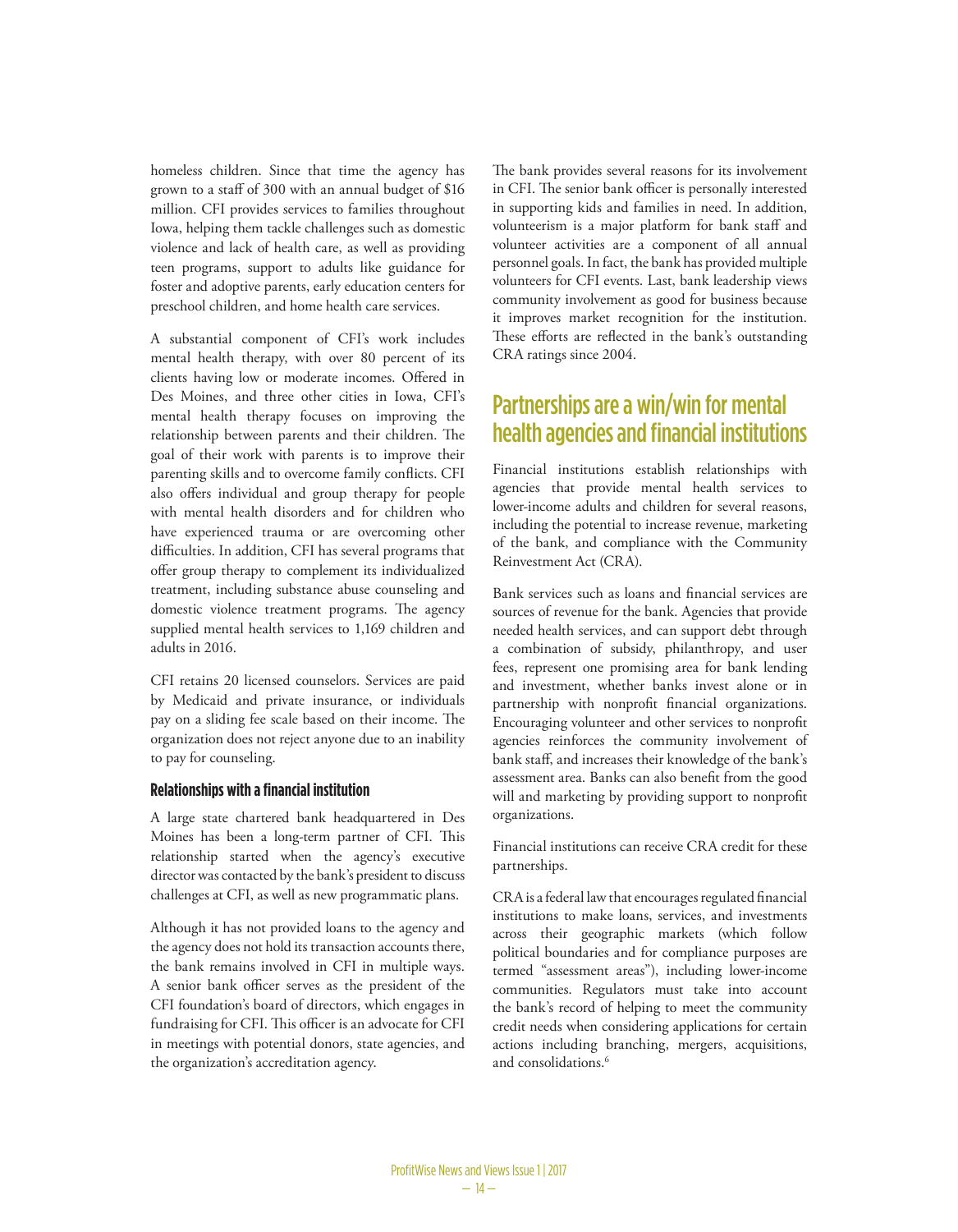homeless children. Since that time the agency has grown to a staff of 300 with an annual budget of $16 million. CFI provides services to families throughout Iowa, helping them tackle challenges such as domestic violence and lack of health care, as well as providing teen programs, support to adults like guidance for foster and adoptive parents, early education centers for preschool children, and home health care services.

A substantial component of CFI's work includes mental health therapy, with over 80 percent of its clients having low or moderate incomes. Offered in Des Moines, and three other cities in Iowa, CFI's mental health therapy focuses on improving the relationship between parents and their children. The goal of their work with parents is to improve their parenting skills and to overcome family conflicts. CFI also offers individual and group therapy for people with mental health disorders and for children who have experienced trauma or are overcoming other difficulties. In addition, CFI has several programs that offer group therapy to complement its individualized treatment, including substance abuse counseling and domestic violence treatment programs. The agency supplied mental health services to 1,169 children and adults in 2016.

CFI retains 20 licensed counselors. Services are paid by Medicaid and private insurance, or individuals pay on a sliding fee scale based on their income. The organization does not reject anyone due to an inability to pay for counseling.

### Relationships with a financial institution

A large state chartered bank headquartered in Des Moines has been a long-term partner of CFI. This relationship started when the agency's executive director was contacted by the bank's president to discuss challenges at CFI, as well as new programmatic plans.

Although it has not provided loans to the agency and the agency does not hold its transaction accounts there, the bank remains involved in CFI in multiple ways. A senior bank officer serves as the president of the CFI foundation's board of directors, which engages in fundraising for CFI. This officer is an advocate for CFI in meetings with potential donors, state agencies, and the organization's accreditation agency.

The bank provides several reasons for its involvement in CFI. The senior bank officer is personally interested in supporting kids and families in need. In addition, volunteerism is a major platform for bank staff and volunteer activities are a component of all annual personnel goals. In fact, the bank has provided multiple volunteers for CFI events. Last, bank leadership views community involvement as good for business because it improves market recognition for the institution. These efforts are reflected in the bank's outstanding CRA ratings since 2004.

## Partnerships are a win/win for mental health agencies and financial institutions

Financial institutions establish relationships with agencies that provide mental health services to lower-income adults and children for several reasons, including the potential to increase revenue, marketing of the bank, and compliance with the Community Reinvestment Act (CRA).

Bank services such as loans and financial services are sources of revenue for the bank. Agencies that provide needed health services, and can support debt through a combination of subsidy, philanthropy, and user fees, represent one promising area for bank lending and investment, whether banks invest alone or in partnership with nonprofit financial organizations. Encouraging volunteer and other services to nonprofit agencies reinforces the community involvement of bank staff, and increases their knowledge of the bank's assessment area. Banks can also benefit from the good will and marketing by providing support to nonprofit organizations.

Financial institutions can receive CRA credit for these partnerships.

CRA is a federal law that encourages regulated financial institutions to make loans, services, and investments across their geographic markets (which follow political boundaries and for compliance purposes are termed "assessment areas"), including lower-income communities. Regulators must take into account the bank's record of helping to meet the community credit needs when considering applications for certain actions including branching, mergers, acquisitions, and consolidations.[6]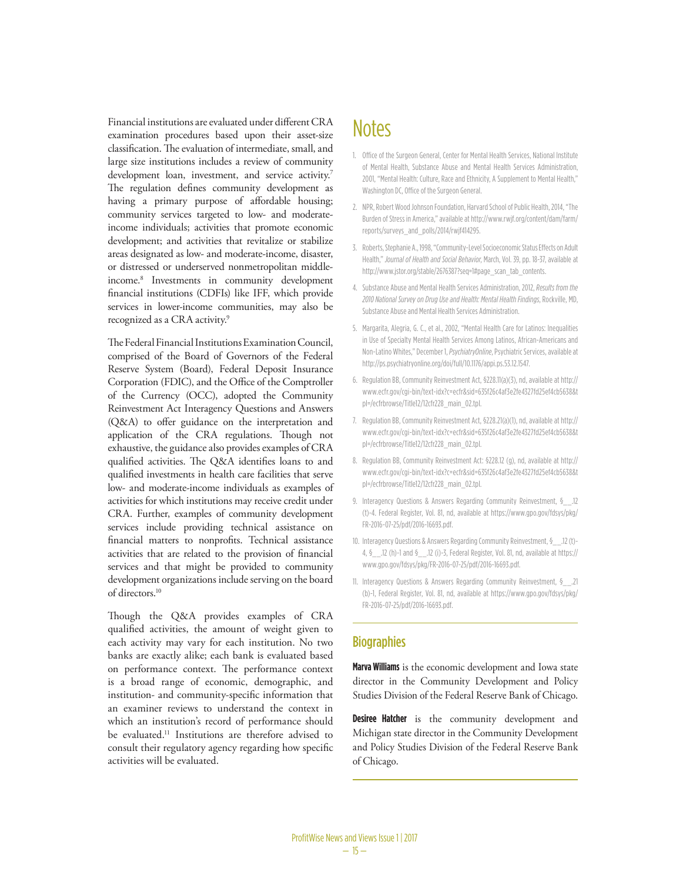Financial institutions are evaluated under different CRA examination procedures based upon their asset-size classification. The evaluation of intermediate, small, and large size institutions includes a review of community development loan, investment, and service activity.[7] The regulation defines community development as having a primary purpose of affordable housing; community services targeted to low- and moderate-income individuals; activities that promote economic development; and activities that revitalize or stabilize areas designated as low- and moderate-income, disaster, or distressed or underserved nonmetropolitan middle-income.[8] Investments in community development financial institutions (CDFIs) like IFF, which provide services in lower-income communities, may also be recognized as a CRA activity.[9]

The Federal Financial Institutions Examination Council, comprised of the Board of Governors of the Federal Reserve System (Board), Federal Deposit Insurance Corporation (FDIC), and the Office of the Comptroller of the Currency (OCC), adopted the Community Reinvestment Act Interagency Questions and Answers (Q&A) to offer guidance on the interpretation and application of the CRA regulations. Though not exhaustive, the guidance also provides examples of CRA qualified activities. The Q&A identifies loans to and qualified investments in health care facilities that serve low- and moderate-income individuals as examples of activities for which institutions may receive credit under CRA. Further, examples of community development services include providing technical assistance on financial matters to nonprofits. Technical assistance activities that are related to the provision of financial services and that might be provided to community development organizations include serving on the board of directors.[10]

Though the Q&A provides examples of CRA qualified activities, the amount of weight given to each activity may vary for each institution. No two banks are exactly alike; each bank is evaluated based on performance context. The performance context is a broad range of economic, demographic, and institution- and community-specific information that an examiner reviews to understand the context in which an institution's record of performance should be evaluated.[11] Institutions are therefore advised to consult their regulatory agency regarding how specific activities will be evaluated.

# Notes

1. Office of the Surgeon General, Center for Mental Health Services, National Institute of Mental Health, Substance Abuse and Mental Health Services Administration, 2001, "Mental Health: Culture, Race and Ethnicity, A Supplement to Mental Health," Washington DC, Office of the Surgeon General.
2. NPR, Robert Wood Johnson Foundation, Harvard School of Public Health, 2014, "The Burden of Stress in America," available at http://www.rwjf.org/content/dam/farm/reports/surveys_and_polls/2014/rwjf414295.
3. Roberts, Stephanie A., 1998, "Community-Level Socioeconomic Status Effects on Adult Health," *Journal of Health and Social Behavior*, March, Vol. 39, pp. 18–37, available at http://www.jstor.org/stable/2676387?seq=1#page_scan_tab_contents.
4. Substance Abuse and Mental Health Services Administration, 2012, *Results from the 2010 National Survey on Drug Use and Health: Mental Health Findings*, Rockville, MD, Substance Abuse and Mental Health Services Administration.
5. Margarita, Alegria, G. C., et al., 2002, "Mental Health Care for Latinos: Inequalities in Use of Specialty Mental Health Services Among Latinos, African-Americans and Non-Latino Whites," December 1, *PsychiatryOnline*, Psychiatric Services, available at http://ps.psychiatryonline.org/doi/full/10.1176/appi.ps.53.12.1547.
6. Regulation BB, Community Reinvestment Act, §228.11(a)(3), nd, available at http://www.ecfr.gov/cgi-bin/text-idx?c=ecfr&sid=635f26c4af3e2fe4327fd25ef4cb5638&tpl=/ecfrbrowse/Title12/12cfr228_main_02.tpl.
7. Regulation BB, Community Reinvestment Act, §228.21(a)(1), nd, available at http://www.ecfr.gov/cgi-bin/text-idx?c=ecfr&sid=635f26c4af3e2fe4327fd25ef4cb5638&tpl=/ecfrbrowse/Title12/12cfr228_main_02.tpl.
8. Regulation BB, Community Reinvestment Act: §228.12 (g), nd, available at http://www.ecfr.gov/cgi-bin/text-idx?c=ecfr&sid=635f26c4af3e2fe4327fd25ef4cb5638&tpl=/ecfrbrowse/Title12/12cfr228_main_02.tpl.
9. Interagency Questions & Answers Regarding Community Reinvestment, §__.12 (t)-4. Federal Register, Vol. 81, nd, available at https://www.gpo.gov/fdsys/pkg/FR-2016-07-25/pdf/2016-16693.pdf.
10. Interagency Questions & Answers Regarding Community Reinvestment, §__.12 (t)-4, §__.12 (h)-1 and §__.12 (i)-3, Federal Register, Vol. 81, nd, available at https://www.gpo.gov/fdsys/pkg/FR-2016-07-25/pdf/2016-16693.pdf.
11. Interagency Questions & Answers Regarding Community Reinvestment, §__.21 (b)-1, Federal Register, Vol. 81, nd, available at https://www.gpo.gov/fdsys/pkg/FR-2016-07-25/pdf/2016-16693.pdf.

## Biographies

**Marva Williams** is the economic development and Iowa state director in the Community Development and Policy Studies Division of the Federal Reserve Bank of Chicago.

**Desiree Hatcher** is the community development and Michigan state director in the Community Development and Policy Studies Division of the Federal Reserve Bank of Chicago.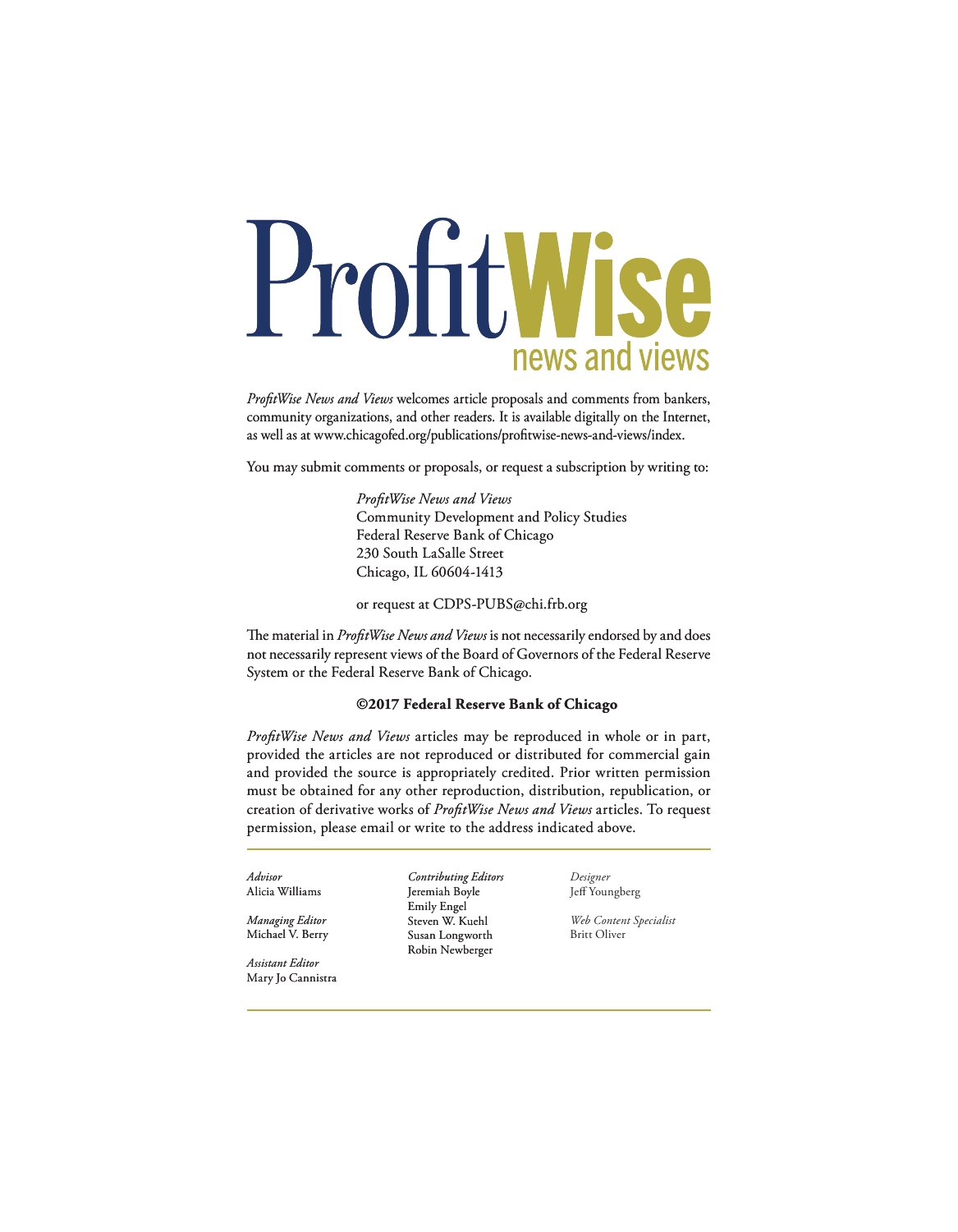# ProfitWise

## news and views

*ProfitWise News and Views* welcomes article proposals and comments from bankers, community organizations, and other readers. It is available digitally on the Internet, as well as at www.chicagofed.org/publications/profitwise-news-and-views/index.

You may submit comments or proposals, or request a subscription by writing to:

*ProfitWise News and Views*
Community Development and Policy Studies
Federal Reserve Bank of Chicago
230 South LaSalle Street
Chicago, IL 60604-1413

or request at CDPS-PUBS@chi.frb.org

The material in *ProfitWise News and Views* is not necessarily endorsed by and does not necessarily represent views of the Board of Governors of the Federal Reserve System or the Federal Reserve Bank of Chicago.

**©2017 Federal Reserve Bank of Chicago**

*ProfitWise News and Views* articles may be reproduced in whole or in part, provided the articles are not reproduced or distributed for commercial gain and provided the source is appropriately credited. Prior written permission must be obtained for any other reproduction, distribution, republication, or creation of derivative works of *ProfitWise News and Views* articles. To request permission, please email or write to the address indicated above.

---

*Advisor*
Alicia Williams

*Managing Editor*
Michael V. Berry

*Assistant Editor*
Mary Jo Cannistra

*Contributing Editors*
Jeremiah Boyle
Emily Engel
Steven W. Kuehl
Susan Longworth
Robin Newberger

*Designer*
Jeff Youngberg

*Web Content Specialist*
Britt Oliver